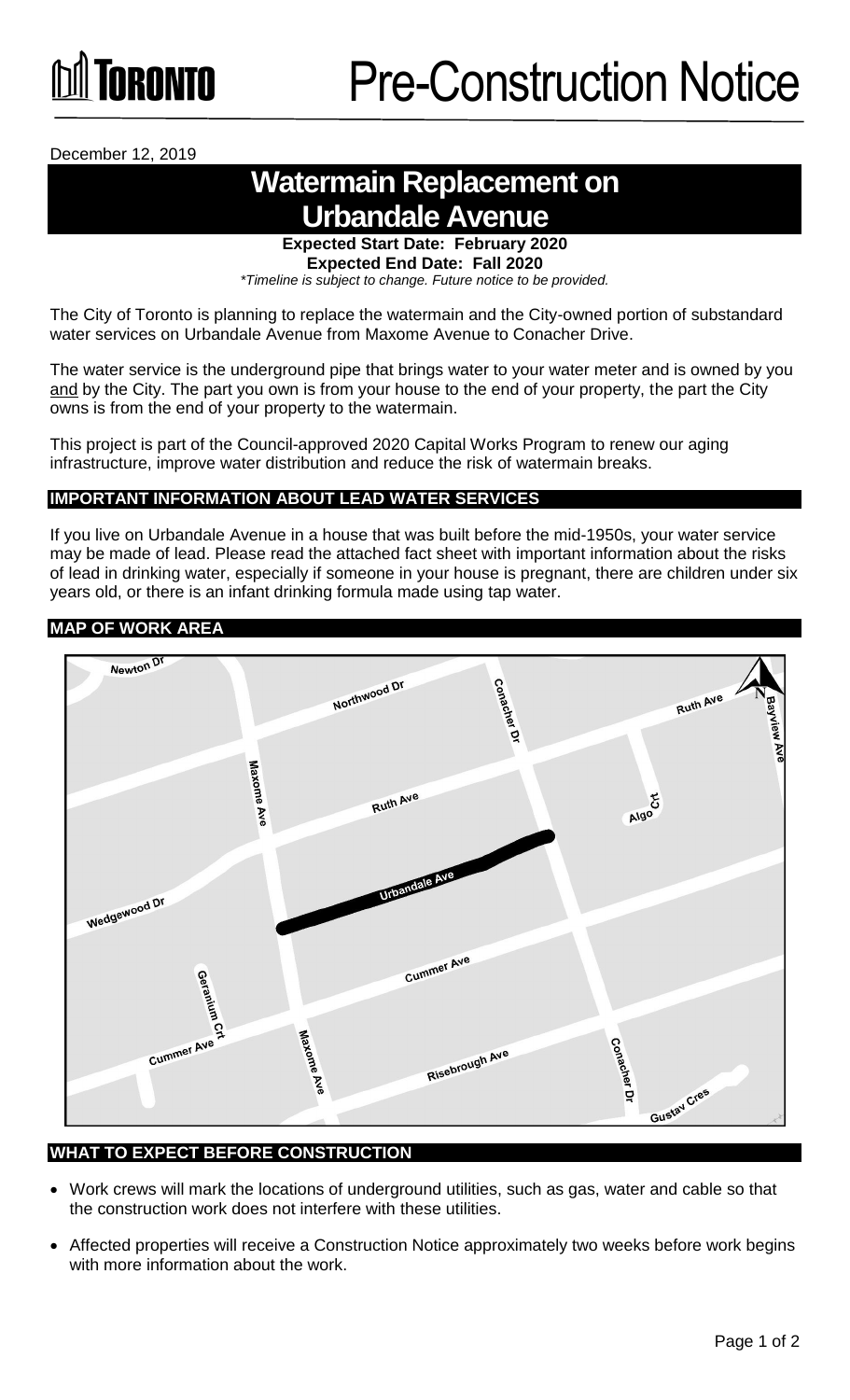TORONTO

# Pre-Construction Notice

December 12, 2019

# Watermain Replacement on Urbandale Avenue

**Expected Start Date: February 2020**
**Expected End Date: Fall 2020**
*\*Timeline is subject to change. Future notice to be provided.*

The City of Toronto is planning to replace the watermain and the City-owned portion of substandard water services on Urbandale Avenue from Maxome Avenue to Conacher Drive.

The water service is the underground pipe that brings water to your water meter and is owned by you and by the City. The part you own is from your house to the end of your property, the part the City owns is from the end of your property to the watermain.

This project is part of the Council-approved 2020 Capital Works Program to renew our aging infrastructure, improve water distribution and reduce the risk of watermain breaks.

## IMPORTANT INFORMATION ABOUT LEAD WATER SERVICES

If you live on Urbandale Avenue in a house that was built before the mid-1950s, your water service may be made of lead. Please read the attached fact sheet with important information about the risks of lead in drinking water, especially if someone in your house is pregnant, there are children under six years old, or there is an infant drinking formula made using tap water.

## MAP OF WORK AREA

## WHAT TO EXPECT BEFORE CONSTRUCTION

- Work crews will mark the locations of underground utilities, such as gas, water and cable so that the construction work does not interfere with these utilities.
- Affected properties will receive a Construction Notice approximately two weeks before work begins with more information about the work.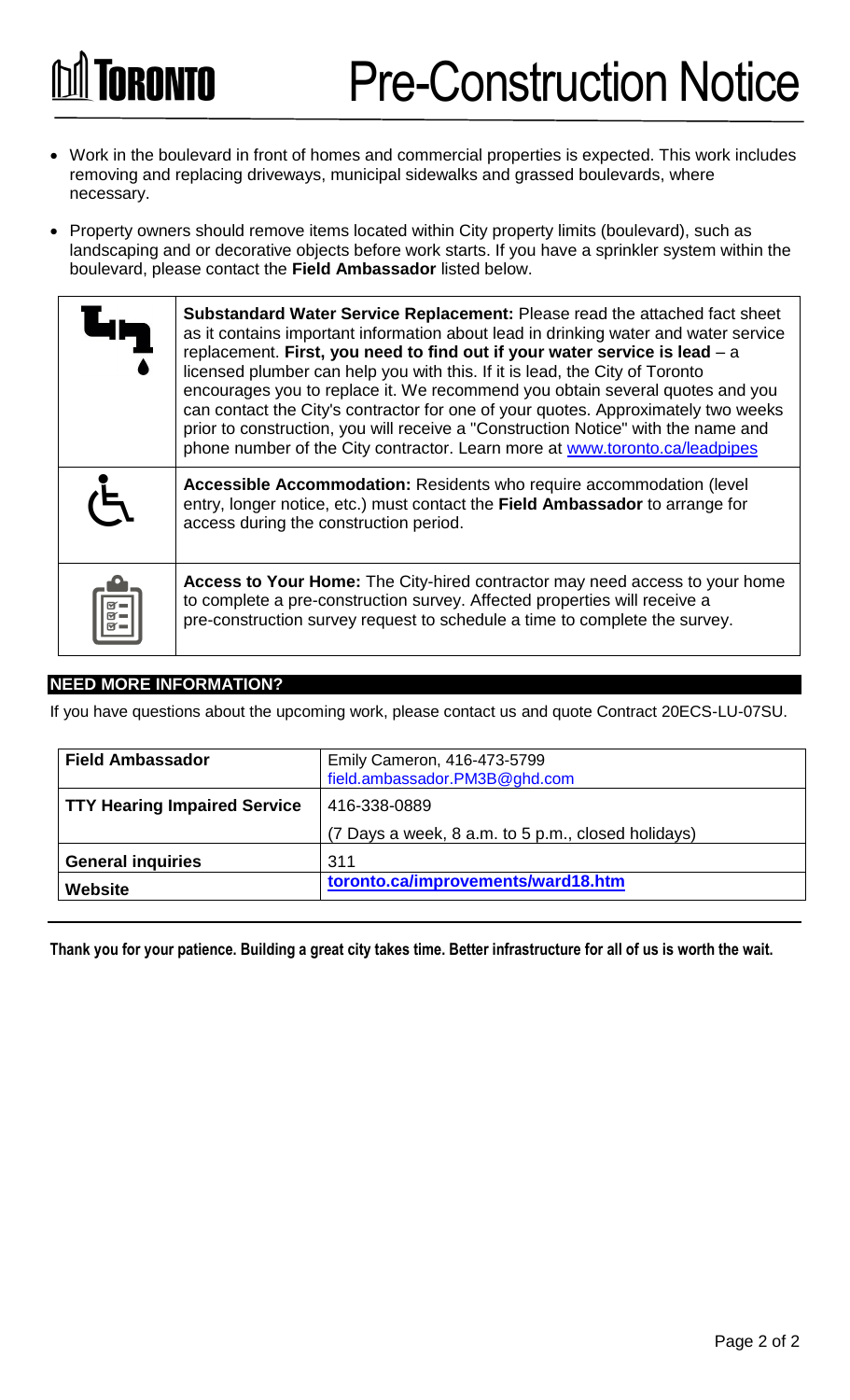# Pre-Construction Notice

- Work in the boulevard in front of homes and commercial properties is expected. This work includes removing and replacing driveways, municipal sidewalks and grassed boulevards, where necessary.
- Property owners should remove items located within City property limits (boulevard), such as landscaping and or decorative objects before work starts. If you have a sprinkler system within the boulevard, please contact the **Field Ambassador** listed below.

| | |
|---|---|
| | **Substandard Water Service Replacement:** Please read the attached fact sheet as it contains important information about lead in drinking water and water service replacement. **First, you need to find out if your water service is lead** – a licensed plumber can help you with this. If it is lead, the City of Toronto encourages you to replace it. We recommend you obtain several quotes and you can contact the City's contractor for one of your quotes. Approximately two weeks prior to construction, you will receive a "Construction Notice" with the name and phone number of the City contractor. Learn more at www.toronto.ca/leadpipes |
| | **Accessible Accommodation:** Residents who require accommodation (level entry, longer notice, etc.) must contact the **Field Ambassador** to arrange for access during the construction period. |
| | **Access to Your Home:** The City-hired contractor may need access to your home to complete a pre-construction survey. Affected properties will receive a pre-construction survey request to schedule a time to complete the survey. |

## NEED MORE INFORMATION?

If you have questions about the upcoming work, please contact us and quote Contract 20ECS-LU-07SU.

| | |
|---|---|
| **Field Ambassador** | Emily Cameron, 416-473-5799<br>field.ambassador.PM3B@ghd.com |
| **TTY Hearing Impaired Service** | 416-338-0889<br>(7 Days a week, 8 a.m. to 5 p.m., closed holidays) |
| **General inquiries** | 311 |
| **Website** | **toronto.ca/improvements/ward18.htm** |

**Thank you for your patience. Building a great city takes time. Better infrastructure for all of us is worth the wait.**